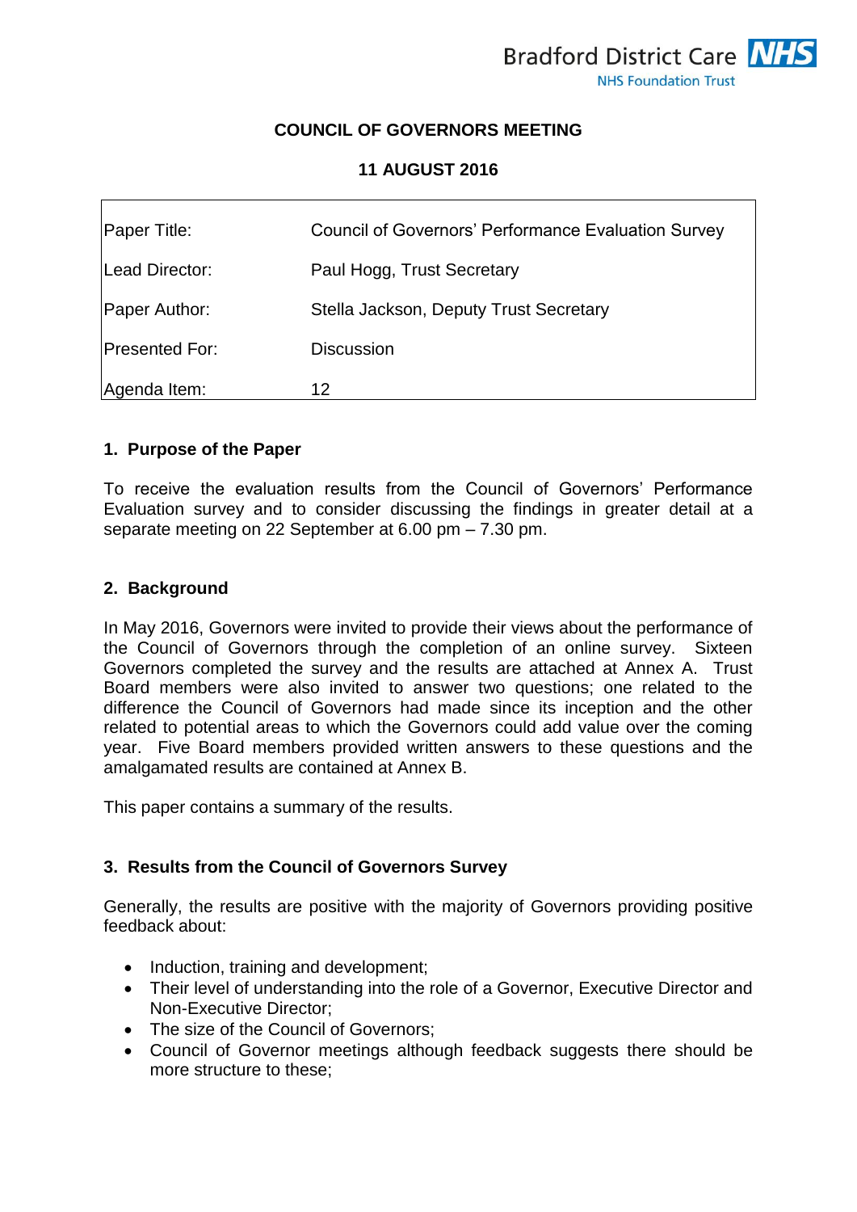Bradford District Care NHS Foundation Trust

# COUNCIL OF GOVERNORS MEETING

## 11 AUGUST 2016

| | |
|---|---|
| Paper Title: | Council of Governors' Performance Evaluation Survey |
| Lead Director: | Paul Hogg, Trust Secretary |
| Paper Author: | Stella Jackson, Deputy Trust Secretary |
| Presented For: | Discussion |
| Agenda Item: | 12 |

### 1. Purpose of the Paper

To receive the evaluation results from the Council of Governors' Performance Evaluation survey and to consider discussing the findings in greater detail at a separate meeting on 22 September at 6.00 pm – 7.30 pm.

### 2. Background

In May 2016, Governors were invited to provide their views about the performance of the Council of Governors through the completion of an online survey. Sixteen Governors completed the survey and the results are attached at Annex A. Trust Board members were also invited to answer two questions; one related to the difference the Council of Governors had made since its inception and the other related to potential areas to which the Governors could add value over the coming year. Five Board members provided written answers to these questions and the amalgamated results are contained at Annex B.

This paper contains a summary of the results.

### 3. Results from the Council of Governors Survey

Generally, the results are positive with the majority of Governors providing positive feedback about:

- Induction, training and development;
- Their level of understanding into the role of a Governor, Executive Director and Non-Executive Director;
- The size of the Council of Governors;
- Council of Governor meetings although feedback suggests there should be more structure to these;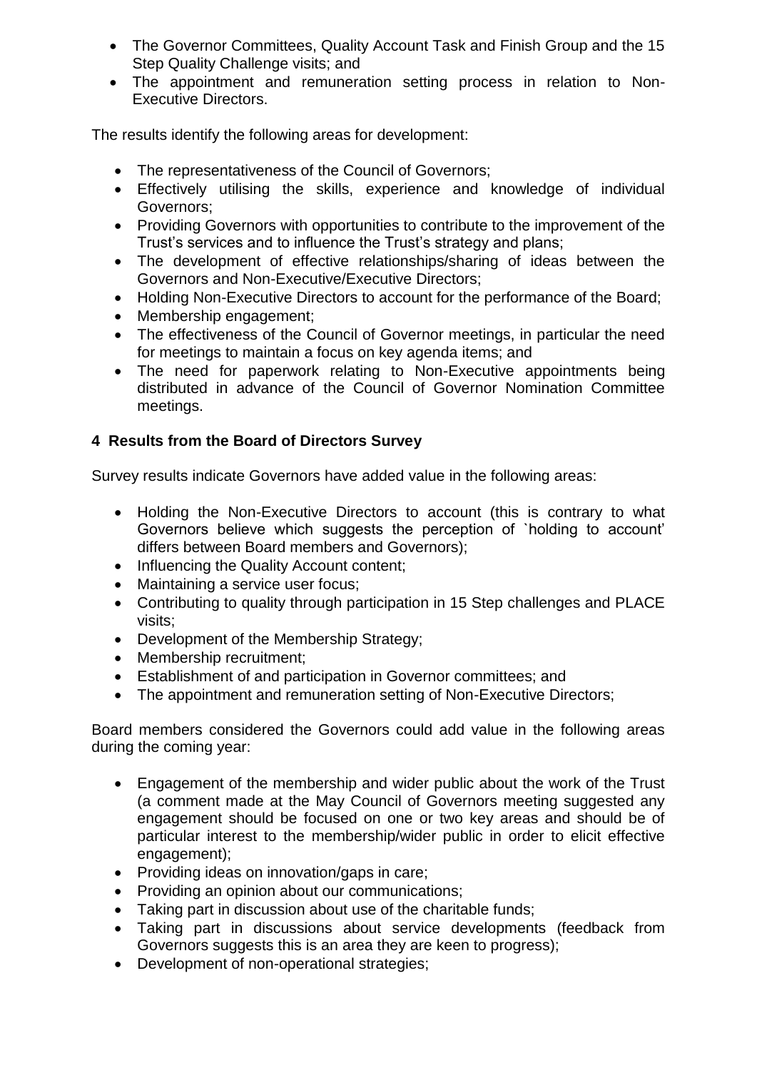- The Governor Committees, Quality Account Task and Finish Group and the 15 Step Quality Challenge visits; and
- The appointment and remuneration setting process in relation to Non-Executive Directors.

The results identify the following areas for development:

- The representativeness of the Council of Governors;
- Effectively utilising the skills, experience and knowledge of individual Governors;
- Providing Governors with opportunities to contribute to the improvement of the Trust's services and to influence the Trust's strategy and plans;
- The development of effective relationships/sharing of ideas between the Governors and Non-Executive/Executive Directors;
- Holding Non-Executive Directors to account for the performance of the Board;
- Membership engagement;
- The effectiveness of the Council of Governor meetings, in particular the need for meetings to maintain a focus on key agenda items; and
- The need for paperwork relating to Non-Executive appointments being distributed in advance of the Council of Governor Nomination Committee meetings.

## 4 Results from the Board of Directors Survey

Survey results indicate Governors have added value in the following areas:

- Holding the Non-Executive Directors to account (this is contrary to what Governors believe which suggests the perception of `holding to account' differs between Board members and Governors);
- Influencing the Quality Account content;
- Maintaining a service user focus;
- Contributing to quality through participation in 15 Step challenges and PLACE visits;
- Development of the Membership Strategy;
- Membership recruitment;
- Establishment of and participation in Governor committees; and
- The appointment and remuneration setting of Non-Executive Directors;

Board members considered the Governors could add value in the following areas during the coming year:

- Engagement of the membership and wider public about the work of the Trust (a comment made at the May Council of Governors meeting suggested any engagement should be focused on one or two key areas and should be of particular interest to the membership/wider public in order to elicit effective engagement);
- Providing ideas on innovation/gaps in care;
- Providing an opinion about our communications;
- Taking part in discussion about use of the charitable funds;
- Taking part in discussions about service developments (feedback from Governors suggests this is an area they are keen to progress);
- Development of non-operational strategies;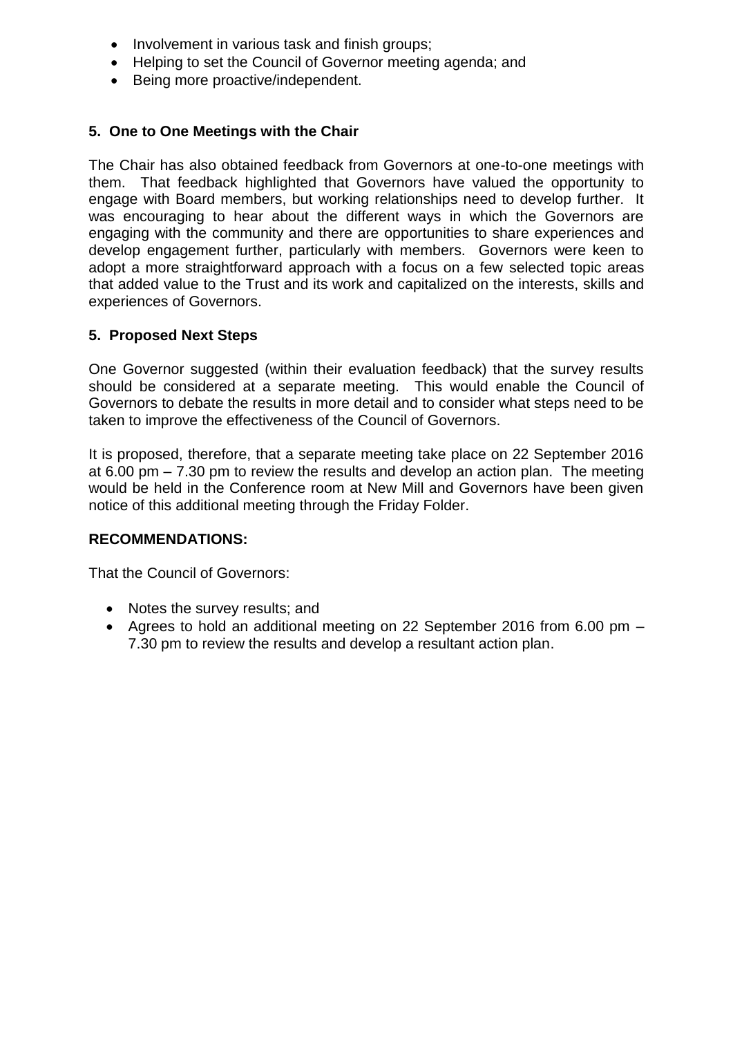- Involvement in various task and finish groups;
- Helping to set the Council of Governor meeting agenda; and
- Being more proactive/independent.

## 5. One to One Meetings with the Chair

The Chair has also obtained feedback from Governors at one-to-one meetings with them. That feedback highlighted that Governors have valued the opportunity to engage with Board members, but working relationships need to develop further. It was encouraging to hear about the different ways in which the Governors are engaging with the community and there are opportunities to share experiences and develop engagement further, particularly with members. Governors were keen to adopt a more straightforward approach with a focus on a few selected topic areas that added value to the Trust and its work and capitalized on the interests, skills and experiences of Governors.

## 5. Proposed Next Steps

One Governor suggested (within their evaluation feedback) that the survey results should be considered at a separate meeting. This would enable the Council of Governors to debate the results in more detail and to consider what steps need to be taken to improve the effectiveness of the Council of Governors.

It is proposed, therefore, that a separate meeting take place on 22 September 2016 at 6.00 pm – 7.30 pm to review the results and develop an action plan. The meeting would be held in the Conference room at New Mill and Governors have been given notice of this additional meeting through the Friday Folder.

## RECOMMENDATIONS:

That the Council of Governors:

- Notes the survey results; and
- Agrees to hold an additional meeting on 22 September 2016 from 6.00 pm – 7.30 pm to review the results and develop a resultant action plan.